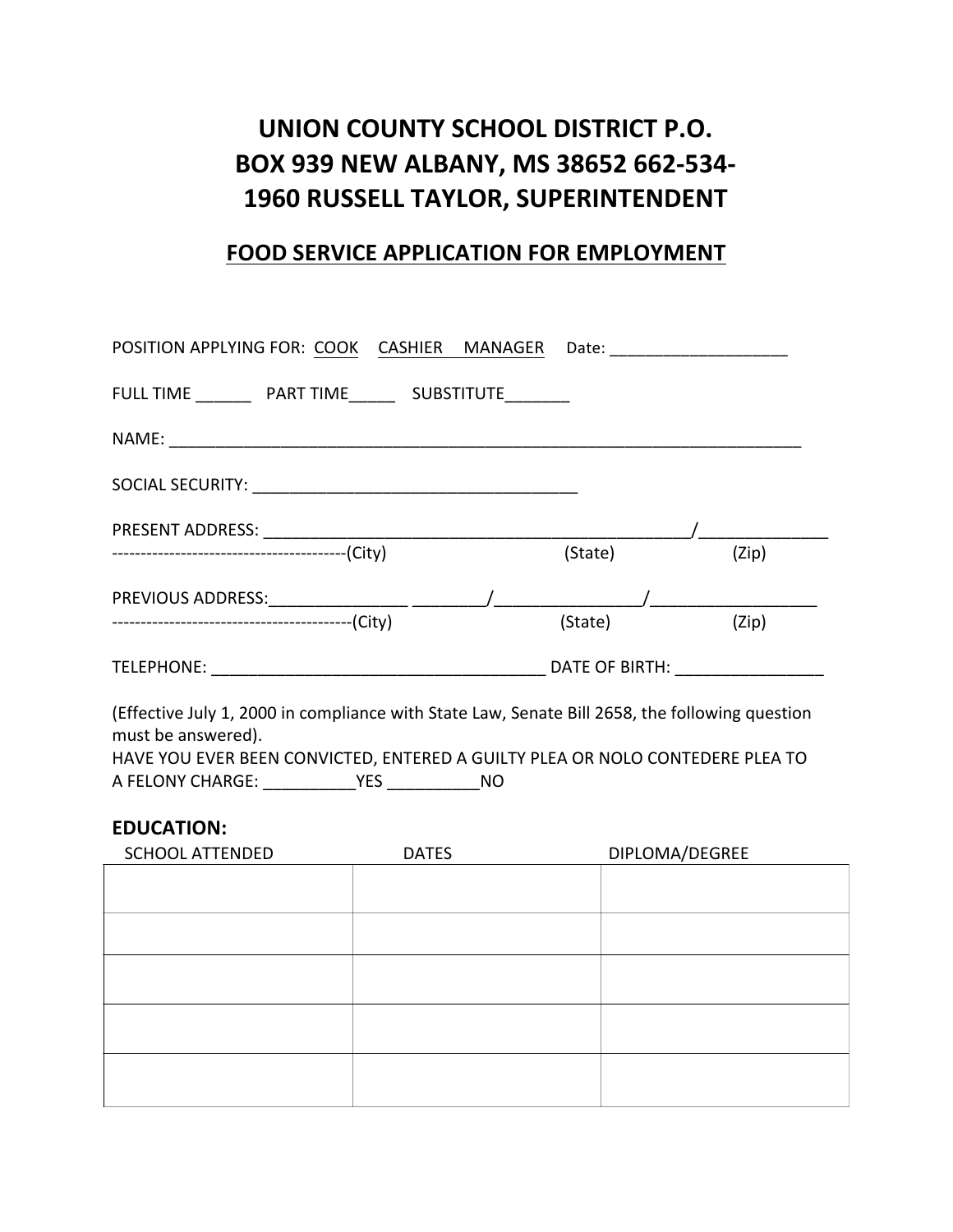# UNION COUNTY SCHOOL DISTRICT P.O. BOX 939 NEW ALBANY, MS 38652 662-534-1960 RUSSELL TAYLOR, SUPERINTENDENT

## FOOD SERVICE APPLICATION FOR EMPLOYMENT

POSITION APPLYING FOR: COOK CASHIER MANAGER Date: ____________________

FULL TIME ______ PART TIME_____ SUBSTITUTE_______

NAME: ______________________________________________________________________

SOCIAL SECURITY: ____________________________________

PRESENT ADDRESS: _______________________________________________/______________
-----------------------------------------(City) (State) (Zip)

PREVIOUS ADDRESS:_______________ ________/________________/__________________
-----------------------------------------(City) (State) (Zip)

TELEPHONE: _____________________________________ DATE OF BIRTH: ________________

(Effective July 1, 2000 in compliance with State Law, Senate Bill 2658, the following question must be answered).
HAVE YOU EVER BEEN CONVICTED, ENTERED A GUILTY PLEA OR NOLO CONTEDERE PLEA TO A FELONY CHARGE: __________YES __________NO

### EDUCATION:

| SCHOOL ATTENDED | DATES | DIPLOMA/DEGREE |
|---|---|---|
| | | |
| | | |
| | | |
| | | |
| | | |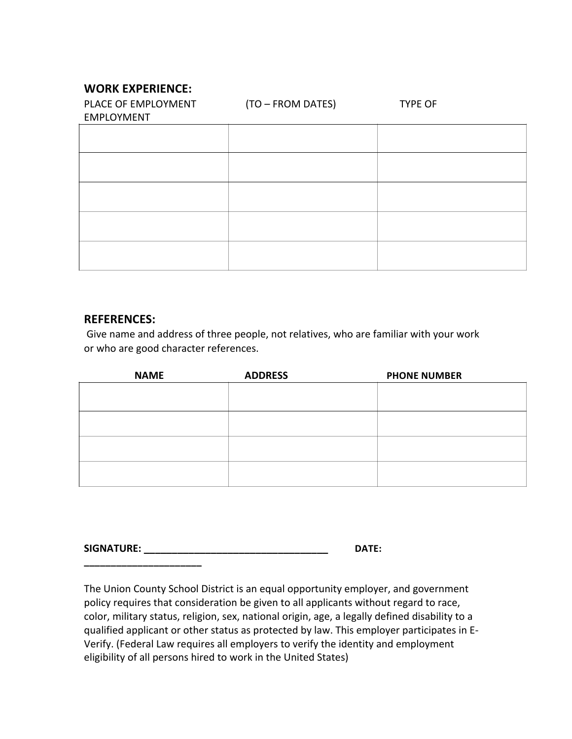## WORK EXPERIENCE:

| PLACE OF EMPLOYMENT | (TO – FROM DATES) | TYPE OF EMPLOYMENT |
|---|---|---|
| | | |
| | | |
| | | |
| | | |
| | | |

## REFERENCES:

Give name and address of three people, not relatives, who are familiar with your work or who are good character references.

| NAME | ADDRESS | PHONE NUMBER |
|---|---|---|
| | | |
| | | |
| | | |
| | | |

**SIGNATURE: ___________________________________ DATE: ______________________**

The Union County School District is an equal opportunity employer, and government policy requires that consideration be given to all applicants without regard to race, color, military status, religion, sex, national origin, age, a legally defined disability to a qualified applicant or other status as protected by law. This employer participates in E-Verify. (Federal Law requires all employers to verify the identity and employment eligibility of all persons hired to work in the United States)